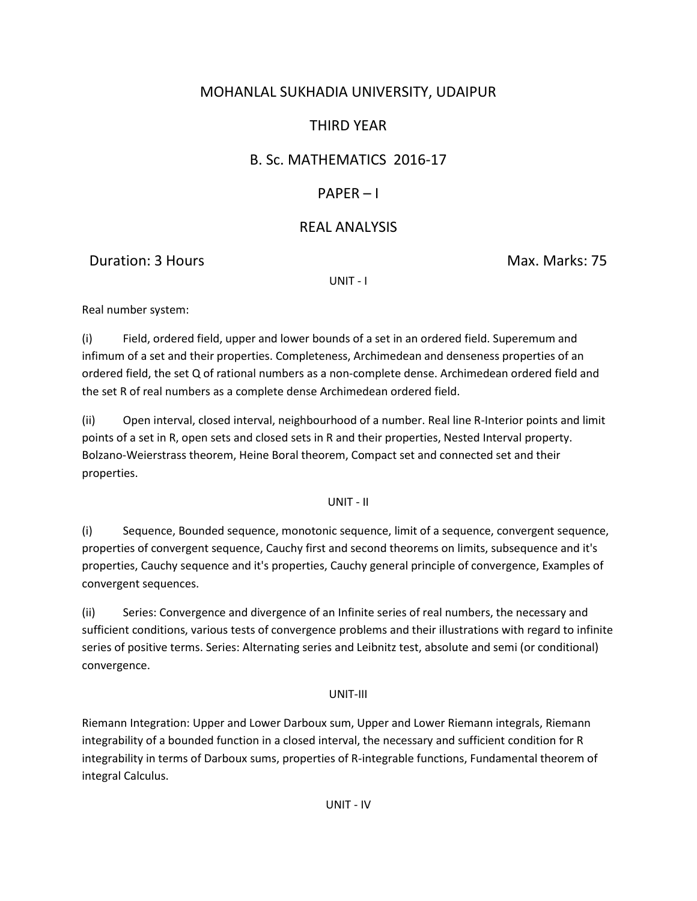# MOHANLAL SUKHADIA UNIVERSITY, UDAIPUR

## THIRD YEAR

## B. Sc. MATHEMATICS 2016-17

## PAPER – I

## REAL ANALYSIS

**Duration: 3 Hours** **Max. Marks: 75**

### UNIT - I

Real number system:

(i) Field, ordered field, upper and lower bounds of a set in an ordered field. Superemum and infimum of a set and their properties. Completeness, Archimedean and denseness properties of an ordered field, the set Q of rational numbers as a non-complete dense. Archimedean ordered field and the set R of real numbers as a complete dense Archimedean ordered field.

(ii) Open interval, closed interval, neighbourhood of a number. Real line R-Interior points and limit points of a set in R, open sets and closed sets in R and their properties, Nested Interval property. Bolzano-Weierstrass theorem, Heine Boral theorem, Compact set and connected set and their properties.

### UNIT - II

(i) Sequence, Bounded sequence, monotonic sequence, limit of a sequence, convergent sequence, properties of convergent sequence, Cauchy first and second theorems on limits, subsequence and it's properties, Cauchy sequence and it's properties, Cauchy general principle of convergence, Examples of convergent sequences.

(ii) Series: Convergence and divergence of an Infinite series of real numbers, the necessary and sufficient conditions, various tests of convergence problems and their illustrations with regard to infinite series of positive terms. Series: Alternating series and Leibnitz test, absolute and semi (or conditional) convergence.

### UNIT-III

Riemann Integration: Upper and Lower Darboux sum, Upper and Lower Riemann integrals, Riemann integrability of a bounded function in a closed interval, the necessary and sufficient condition for R integrability in terms of Darboux sums, properties of R-integrable functions, Fundamental theorem of integral Calculus.

### UNIT - IV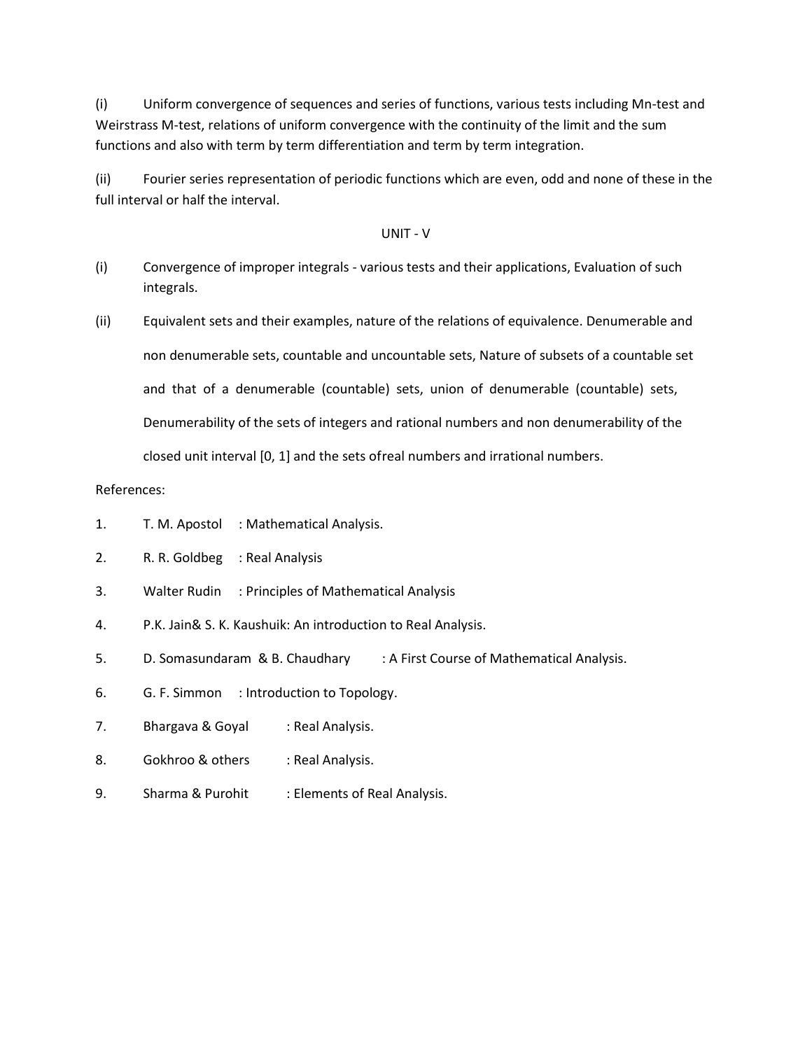(i) Uniform convergence of sequences and series of functions, various tests including Mn-test and Weirstrass M-test, relations of uniform convergence with the continuity of the limit and the sum functions and also with term by term differentiation and term by term integration.

(ii) Fourier series representation of periodic functions which are even, odd and none of these in the full interval or half the interval.

## UNIT - V

(i) Convergence of improper integrals - various tests and their applications, Evaluation of such integrals.

(ii) Equivalent sets and their examples, nature of the relations of equivalence. Denumerable and non denumerable sets, countable and uncountable sets, Nature of subsets of a countable set and that of a denumerable (countable) sets, union of denumerable (countable) sets, Denumerability of the sets of integers and rational numbers and non denumerability of the closed unit interval [0, 1] and the sets ofreal numbers and irrational numbers.

References:

1. T. M. Apostol : Mathematical Analysis.
2. R. R. Goldbeg : Real Analysis
3. Walter Rudin : Principles of Mathematical Analysis
4. P.K. Jain& S. K. Kaushuik: An introduction to Real Analysis.
5. D. Somasundaram & B. Chaudhary : A First Course of Mathematical Analysis.
6. G. F. Simmon : Introduction to Topology.
7. Bhargava & Goyal : Real Analysis.
8. Gokhroo & others : Real Analysis.
9. Sharma & Purohit : Elements of Real Analysis.